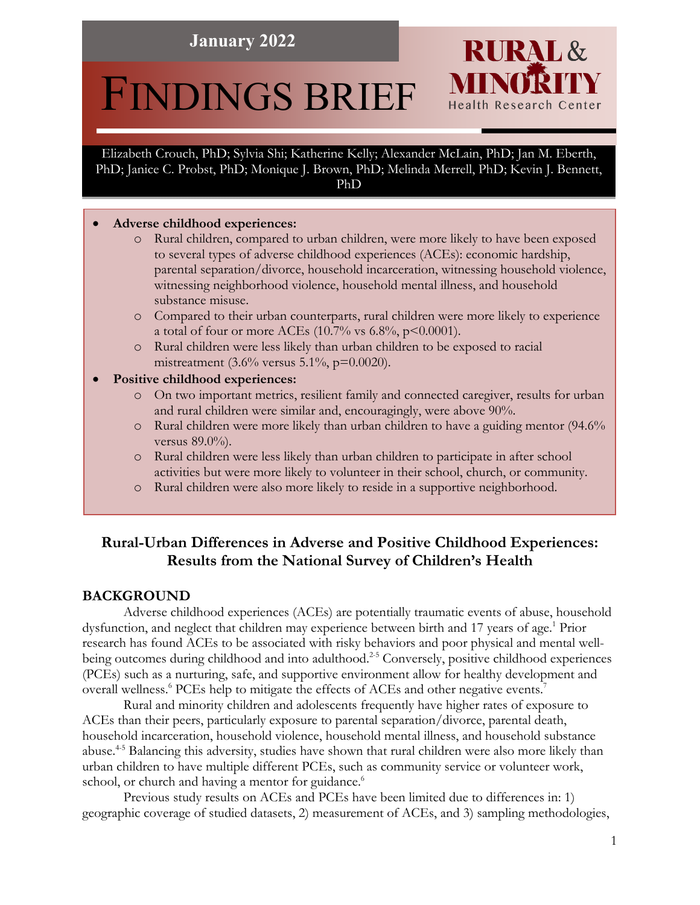January 2022

# FINDINGS BRIEF

RURAL & MINORITY Health Research Center

Elizabeth Crouch, PhD; Sylvia Shi; Katherine Kelly; Alexander McLain, PhD; Jan M. Eberth, PhD; Janice C. Probst, PhD; Monique J. Brown, PhD; Melinda Merrell, PhD; Kevin J. Bennett, PhD

- **Adverse childhood experiences:**
  - Rural children, compared to urban children, were more likely to have been exposed to several types of adverse childhood experiences (ACEs): economic hardship, parental separation/divorce, household incarceration, witnessing household violence, witnessing neighborhood violence, household mental illness, and household substance misuse.
  - Compared to their urban counterparts, rural children were more likely to experience a total of four or more ACEs (10.7% vs 6.8%, $p<0.0001$).
  - Rural children were less likely than urban children to be exposed to racial mistreatment (3.6% versus 5.1%, $p=0.0020$).
- **Positive childhood experiences:**
  - On two important metrics, resilient family and connected caregiver, results for urban and rural children were similar and, encouragingly, were above 90%.
  - Rural children were more likely than urban children to have a guiding mentor (94.6% versus 89.0%).
  - Rural children were less likely than urban children to participate in after school activities but were more likely to volunteer in their school, church, or community.
  - Rural children were also more likely to reside in a supportive neighborhood.

## Rural-Urban Differences in Adverse and Positive Childhood Experiences: Results from the National Survey of Children's Health

### BACKGROUND

Adverse childhood experiences (ACEs) are potentially traumatic events of abuse, household dysfunction, and neglect that children may experience between birth and 17 years of age.[1] Prior research has found ACEs to be associated with risky behaviors and poor physical and mental well-being outcomes during childhood and into adulthood.[2-5] Conversely, positive childhood experiences (PCEs) such as a nurturing, safe, and supportive environment allow for healthy development and overall wellness.[6] PCEs help to mitigate the effects of ACEs and other negative events.[7]

Rural and minority children and adolescents frequently have higher rates of exposure to ACEs than their peers, particularly exposure to parental separation/divorce, parental death, household incarceration, household violence, household mental illness, and household substance abuse.[4-5] Balancing this adversity, studies have shown that rural children were also more likely than urban children to have multiple different PCEs, such as community service or volunteer work, school, or church and having a mentor for guidance.[6]

Previous study results on ACEs and PCEs have been limited due to differences in: 1) geographic coverage of studied datasets, 2) measurement of ACEs, and 3) sampling methodologies,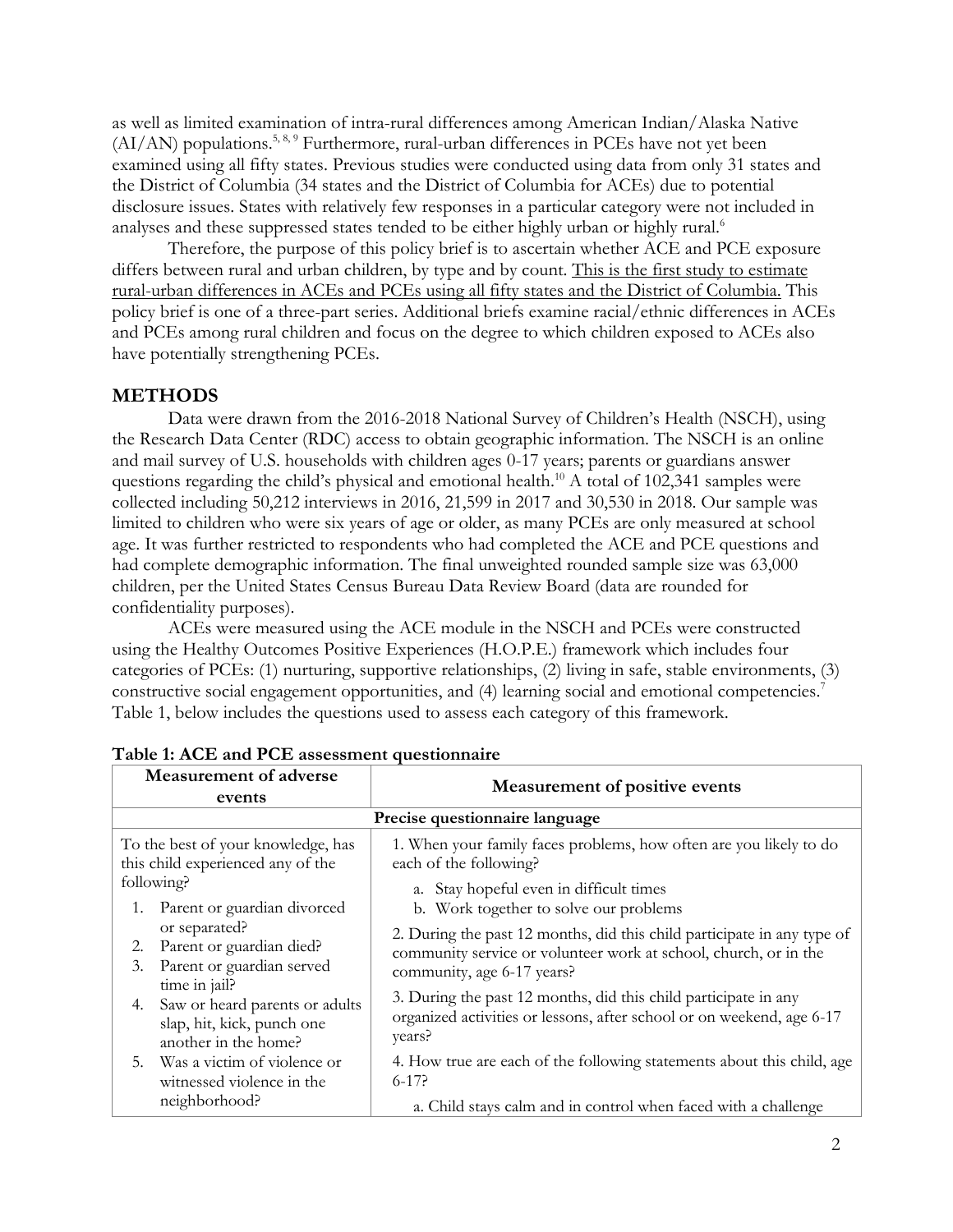as well as limited examination of intra-rural differences among American Indian/Alaska Native (AI/AN) populations.[5, 8, 9] Furthermore, rural-urban differences in PCEs have not yet been examined using all fifty states. Previous studies were conducted using data from only 31 states and the District of Columbia (34 states and the District of Columbia for ACEs) due to potential disclosure issues. States with relatively few responses in a particular category were not included in analyses and these suppressed states tended to be either highly urban or highly rural.[6]

Therefore, the purpose of this policy brief is to ascertain whether ACE and PCE exposure differs between rural and urban children, by type and by count. <u>This is the first study to estimate rural-urban differences in ACEs and PCEs using all fifty states and the District of Columbia.</u> This policy brief is one of a three-part series. Additional briefs examine racial/ethnic differences in ACEs and PCEs among rural children and focus on the degree to which children exposed to ACEs also have potentially strengthening PCEs.

## METHODS

Data were drawn from the 2016-2018 National Survey of Children's Health (NSCH), using the Research Data Center (RDC) access to obtain geographic information. The NSCH is an online and mail survey of U.S. households with children ages 0-17 years; parents or guardians answer questions regarding the child's physical and emotional health.[10] A total of 102,341 samples were collected including 50,212 interviews in 2016, 21,599 in 2017 and 30,530 in 2018. Our sample was limited to children who were six years of age or older, as many PCEs are only measured at school age. It was further restricted to respondents who had completed the ACE and PCE questions and had complete demographic information. The final unweighted rounded sample size was 63,000 children, per the United States Census Bureau Data Review Board (data are rounded for confidentiality purposes).

ACEs were measured using the ACE module in the NSCH and PCEs were constructed using the Healthy Outcomes Positive Experiences (H.O.P.E.) framework which includes four categories of PCEs: (1) nurturing, supportive relationships, (2) living in safe, stable environments, (3) constructive social engagement opportunities, and (4) learning social and emotional competencies.[7] Table 1, below includes the questions used to assess each category of this framework.

**Table 1: ACE and PCE assessment questionnaire**

| Measurement of adverse events | Measurement of positive events |
|---|---|
| **Precise questionnaire language** | |
| To the best of your knowledge, has this child experienced any of the following?<br>1. Parent or guardian divorced or separated?<br>2. Parent or guardian died?<br>3. Parent or guardian served time in jail?<br>4. Saw or heard parents or adults slap, hit, kick, punch one another in the home?<br>5. Was a victim of violence or witnessed violence in the neighborhood? | 1. When your family faces problems, how often are you likely to do each of the following?<br>a. Stay hopeful even in difficult times<br>b. Work together to solve our problems<br>2. During the past 12 months, did this child participate in any type of community service or volunteer work at school, church, or in the community, age 6-17 years?<br>3. During the past 12 months, did this child participate in any organized activities or lessons, after school or on weekend, age 6-17 years?<br>4. How true are each of the following statements about this child, age 6-17?<br>a. Child stays calm and in control when faced with a challenge |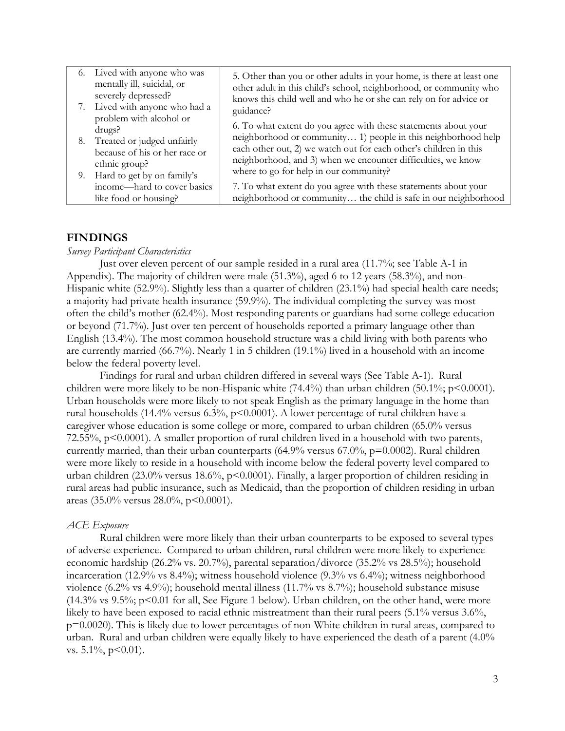| 6. Lived with anyone who was mentally ill, suicidal, or severely depressed?<br>7. Lived with anyone who had a problem with alcohol or drugs?<br>8. Treated or judged unfairly because of his or her race or ethnic group?<br>9. Hard to get by on family's income—hard to cover basics like food or housing? | 5. Other than you or other adults in your home, is there at least one other adult in this child's school, neighborhood, or community who knows this child well and who he or she can rely on for advice or guidance?<br>6. To what extent do you agree with these statements about your neighborhood or community… 1) people in this neighborhood help each other out, 2) we watch out for each other's children in this neighborhood, and 3) when we encounter difficulties, we know where to go for help in our community?<br>7. To what extent do you agree with these statements about your neighborhood or community… the child is safe in our neighborhood |
|---|---|

## FINDINGS

*Survey Participant Characteristics*

Just over eleven percent of our sample resided in a rural area (11.7%; see Table A-1 in Appendix). The majority of children were male (51.3%), aged 6 to 12 years (58.3%), and non-Hispanic white (52.9%). Slightly less than a quarter of children (23.1%) had special health care needs; a majority had private health insurance (59.9%). The individual completing the survey was most often the child's mother (62.4%). Most responding parents or guardians had some college education or beyond (71.7%). Just over ten percent of households reported a primary language other than English (13.4%). The most common household structure was a child living with both parents who are currently married (66.7%). Nearly 1 in 5 children (19.1%) lived in a household with an income below the federal poverty level.

Findings for rural and urban children differed in several ways (See Table A-1). Rural children were more likely to be non-Hispanic white (74.4%) than urban children (50.1%; $p<0.0001$). Urban households were more likely to not speak English as the primary language in the home than rural households (14.4% versus 6.3%, $p<0.0001$). A lower percentage of rural children have a caregiver whose education is some college or more, compared to urban children (65.0% versus 72.55%, $p<0.0001$). A smaller proportion of rural children lived in a household with two parents, currently married, than their urban counterparts (64.9% versus 67.0%, $p=0.0002$). Rural children were more likely to reside in a household with income below the federal poverty level compared to urban children (23.0% versus 18.6%, $p<0.0001$). Finally, a larger proportion of children residing in rural areas had public insurance, such as Medicaid, than the proportion of children residing in urban areas (35.0% versus 28.0%, $p<0.0001$).

*ACE Exposure*

Rural children were more likely than their urban counterparts to be exposed to several types of adverse experience. Compared to urban children, rural children were more likely to experience economic hardship (26.2% vs. 20.7%), parental separation/divorce (35.2% vs 28.5%); household incarceration (12.9% vs 8.4%); witness household violence (9.3% vs 6.4%); witness neighborhood violence (6.2% vs 4.9%); household mental illness (11.7% vs 8.7%); household substance misuse (14.3% vs 9.5%; $p<0.01$ for all, See Figure 1 below). Urban children, on the other hand, were more likely to have been exposed to racial ethnic mistreatment than their rural peers (5.1% versus 3.6%, $p=0.0020$). This is likely due to lower percentages of non-White children in rural areas, compared to urban. Rural and urban children were equally likely to have experienced the death of a parent (4.0% vs. 5.1%, $p<0.01$).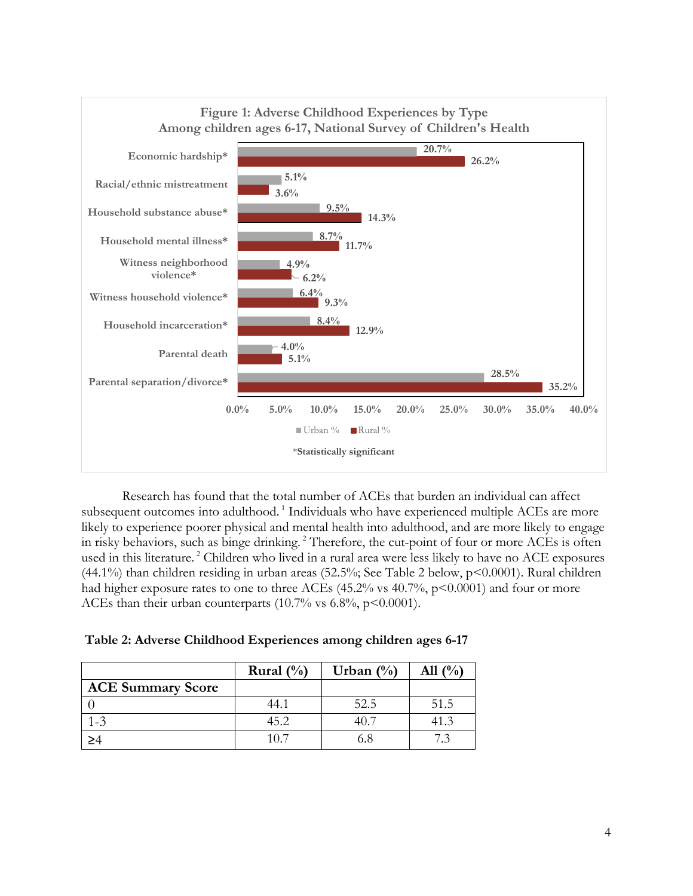**Figure 1: Adverse Childhood Experiences by Type**
**Among children ages 6-17, National Survey of Children's Health**

| ACE Type | Urban % | Rural % |
|---|---|---|
| Economic hardship* | 20.7% | 26.2% |
| Racial/ethnic mistreatment | 5.1% | 3.6% |
| Household substance abuse* | 9.5% | 14.3% |
| Household mental illness* | 8.7% | 11.7% |
| Witness neighborhood violence* | 4.9% | 6.2% |
| Witness household violence* | 6.4% | 9.3% |
| Household incarceration* | 8.4% | 12.9% |
| Parental death | 4.0% | 5.1% |
| Parental separation/divorce* | 28.5% | 35.2% |

*Statistically significant

Research has found that the total number of ACEs that burden an individual can affect subsequent outcomes into adulthood.[1] Individuals who have experienced multiple ACEs are more likely to experience poorer physical and mental health into adulthood, and are more likely to engage in risky behaviors, such as binge drinking.[2] Therefore, the cut-point of four or more ACEs is often used in this literature.[2] Children who lived in a rural area were less likely to have no ACE exposures (44.1%) than children residing in urban areas (52.5%; See Table 2 below, $p<0.0001$). Rural children had higher exposure rates to one to three ACEs (45.2% vs 40.7%, $p<0.0001$) and four or more ACEs than their urban counterparts (10.7% vs 6.8%, $p<0.0001$).

**Table 2: Adverse Childhood Experiences among children ages 6-17**

| | Rural (%) | Urban (%) | All (%) |
|---|---|---|---|
| **ACE Summary Score** | | | |
| 0 | 44.1 | 52.5 | 51.5 |
| 1-3 | 45.2 | 40.7 | 41.3 |
| ≥4 | 10.7 | 6.8 | 7.3 |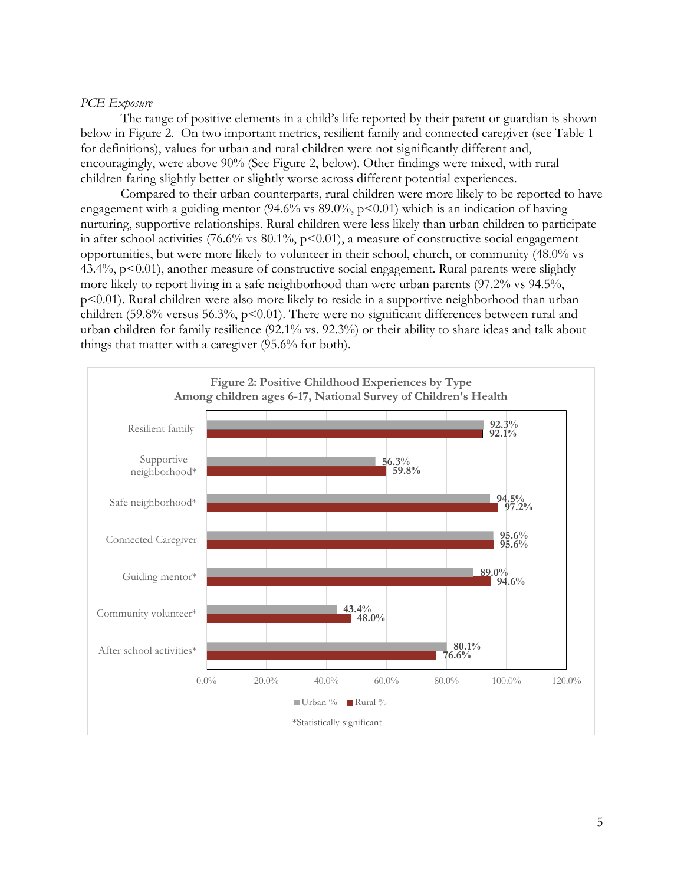*PCE Exposure*

The range of positive elements in a child's life reported by their parent or guardian is shown below in Figure 2. On two important metrics, resilient family and connected caregiver (see Table 1 for definitions), values for urban and rural children were not significantly different and, encouragingly, were above 90% (See Figure 2, below). Other findings were mixed, with rural children faring slightly better or slightly worse across different potential experiences.

Compared to their urban counterparts, rural children were more likely to be reported to have engagement with a guiding mentor (94.6% vs 89.0%, $p<0.01$) which is an indication of having nurturing, supportive relationships. Rural children were less likely than urban children to participate in after school activities (76.6% vs 80.1%, $p<0.01$), a measure of constructive social engagement opportunities, but were more likely to volunteer in their school, church, or community (48.0% vs 43.4%, $p<0.01$), another measure of constructive social engagement. Rural parents were slightly more likely to report living in a safe neighborhood than were urban parents (97.2% vs 94.5%, $p<0.01$). Rural children were also more likely to reside in a supportive neighborhood than urban children (59.8% versus 56.3%, $p<0.01$). There were no significant differences between rural and urban children for family resilience (92.1% vs. 92.3%) or their ability to share ideas and talk about things that matter with a caregiver (95.6% for both).

**Figure 2: Positive Childhood Experiences by Type**
**Among children ages 6-17, National Survey of Children's Health**

| | Urban % | Rural % |
|---|---|---|
| Resilient family | 92.3% | 92.1% |
| Supportive neighborhood* | 56.3% | 59.8% |
| Safe neighborhood* | 94.5% | 97.2% |
| Connected Caregiver | 95.6% | 95.6% |
| Guiding mentor* | 89.0% | 94.6% |
| Community volunteer* | 43.4% | 48.0% |
| After school activities* | 80.1% | 76.6% |

*Statistically significant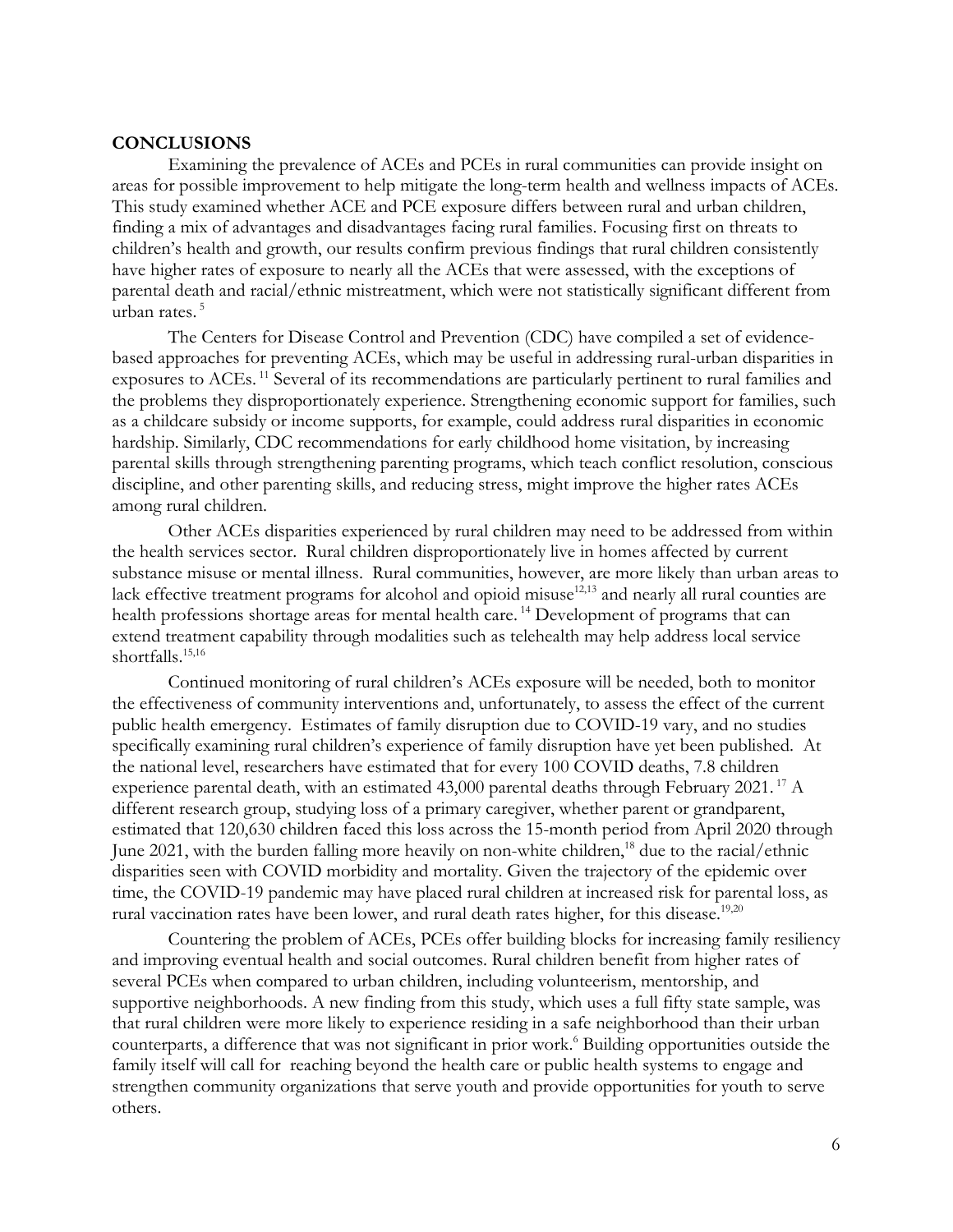## CONCLUSIONS

Examining the prevalence of ACEs and PCEs in rural communities can provide insight on areas for possible improvement to help mitigate the long-term health and wellness impacts of ACEs. This study examined whether ACE and PCE exposure differs between rural and urban children, finding a mix of advantages and disadvantages facing rural families. Focusing first on threats to children's health and growth, our results confirm previous findings that rural children consistently have higher rates of exposure to nearly all the ACEs that were assessed, with the exceptions of parental death and racial/ethnic mistreatment, which were not statistically significant different from urban rates. [5]

The Centers for Disease Control and Prevention (CDC) have compiled a set of evidence-based approaches for preventing ACEs, which may be useful in addressing rural-urban disparities in exposures to ACEs. [11] Several of its recommendations are particularly pertinent to rural families and the problems they disproportionately experience. Strengthening economic support for families, such as a childcare subsidy or income supports, for example, could address rural disparities in economic hardship. Similarly, CDC recommendations for early childhood home visitation, by increasing parental skills through strengthening parenting programs, which teach conflict resolution, conscious discipline, and other parenting skills, and reducing stress, might improve the higher rates ACEs among rural children.

Other ACEs disparities experienced by rural children may need to be addressed from within the health services sector. Rural children disproportionately live in homes affected by current substance misuse or mental illness. Rural communities, however, are more likely than urban areas to lack effective treatment programs for alcohol and opioid misuse[12,13] and nearly all rural counties are health professions shortage areas for mental health care. [14] Development of programs that can extend treatment capability through modalities such as telehealth may help address local service shortfalls.[15,16]

Continued monitoring of rural children's ACEs exposure will be needed, both to monitor the effectiveness of community interventions and, unfortunately, to assess the effect of the current public health emergency. Estimates of family disruption due to COVID-19 vary, and no studies specifically examining rural children's experience of family disruption have yet been published. At the national level, researchers have estimated that for every 100 COVID deaths, 7.8 children experience parental death, with an estimated 43,000 parental deaths through February 2021. [17] A different research group, studying loss of a primary caregiver, whether parent or grandparent, estimated that 120,630 children faced this loss across the 15-month period from April 2020 through June 2021, with the burden falling more heavily on non-white children,[18] due to the racial/ethnic disparities seen with COVID morbidity and mortality. Given the trajectory of the epidemic over time, the COVID-19 pandemic may have placed rural children at increased risk for parental loss, as rural vaccination rates have been lower, and rural death rates higher, for this disease.[19,20]

Countering the problem of ACEs, PCEs offer building blocks for increasing family resiliency and improving eventual health and social outcomes. Rural children benefit from higher rates of several PCEs when compared to urban children, including volunteerism, mentorship, and supportive neighborhoods. A new finding from this study, which uses a full fifty state sample, was that rural children were more likely to experience residing in a safe neighborhood than their urban counterparts, a difference that was not significant in prior work.[6] Building opportunities outside the family itself will call for reaching beyond the health care or public health systems to engage and strengthen community organizations that serve youth and provide opportunities for youth to serve others.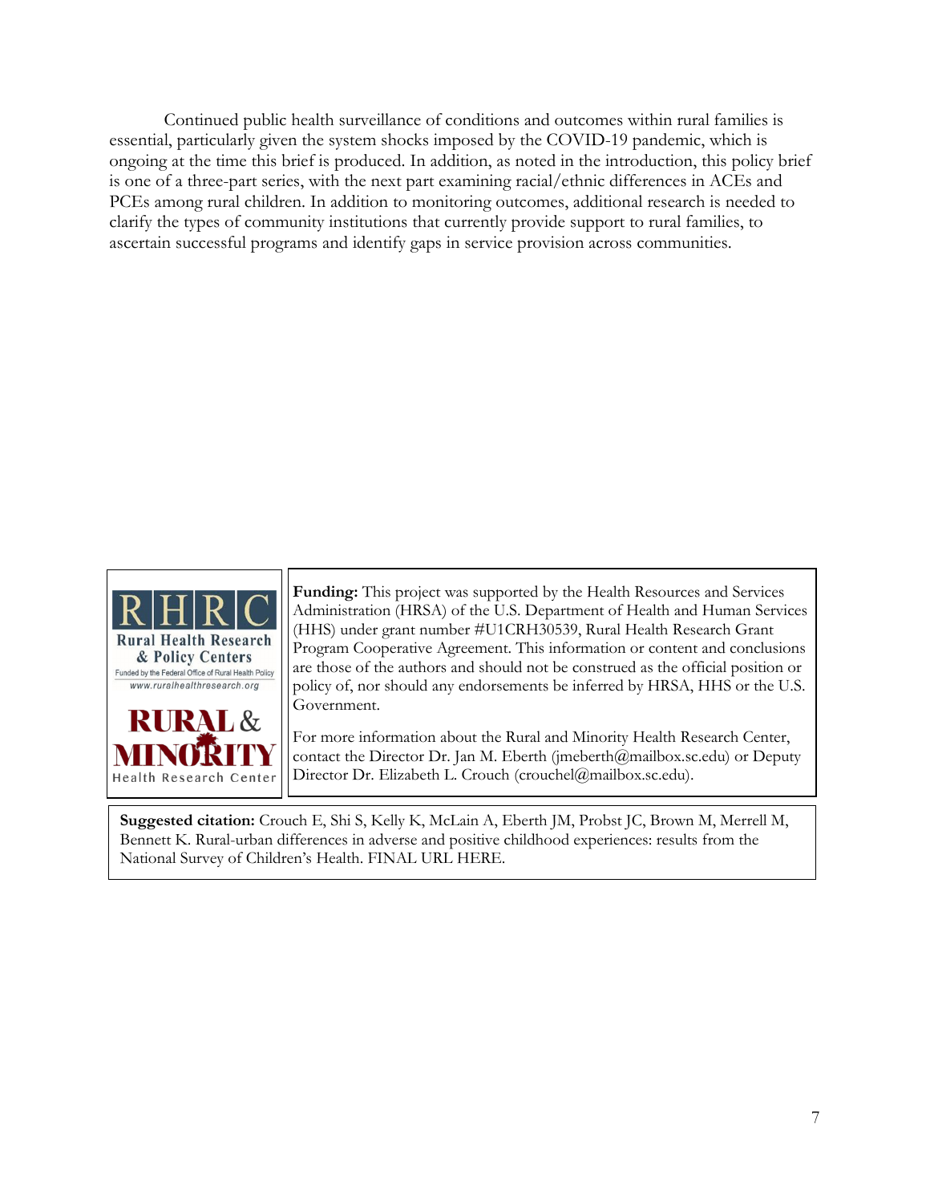Continued public health surveillance of conditions and outcomes within rural families is essential, particularly given the system shocks imposed by the COVID-19 pandemic, which is ongoing at the time this brief is produced. In addition, as noted in the introduction, this policy brief is one of a three-part series, with the next part examining racial/ethnic differences in ACEs and PCEs among rural children. In addition to monitoring outcomes, additional research is needed to clarify the types of community institutions that currently provide support to rural families, to ascertain successful programs and identify gaps in service provision across communities.

RHRC Rural Health Research & Policy Centers
Funded by the Federal Office of Rural Health Policy
www.ruralhealthresearch.org

RURAL & MINORITY Health Research Center

**Funding:** This project was supported by the Health Resources and Services Administration (HRSA) of the U.S. Department of Health and Human Services (HHS) under grant number #U1CRH30539, Rural Health Research Grant Program Cooperative Agreement. This information or content and conclusions are those of the authors and should not be construed as the official position or policy of, nor should any endorsements be inferred by HRSA, HHS or the U.S. Government.

For more information about the Rural and Minority Health Research Center, contact the Director Dr. Jan M. Eberth (jmeberth@mailbox.sc.edu) or Deputy Director Dr. Elizabeth L. Crouch (crouchel@mailbox.sc.edu).

**Suggested citation:** Crouch E, Shi S, Kelly K, McLain A, Eberth JM, Probst JC, Brown M, Merrell M, Bennett K. Rural-urban differences in adverse and positive childhood experiences: results from the National Survey of Children's Health. FINAL URL HERE.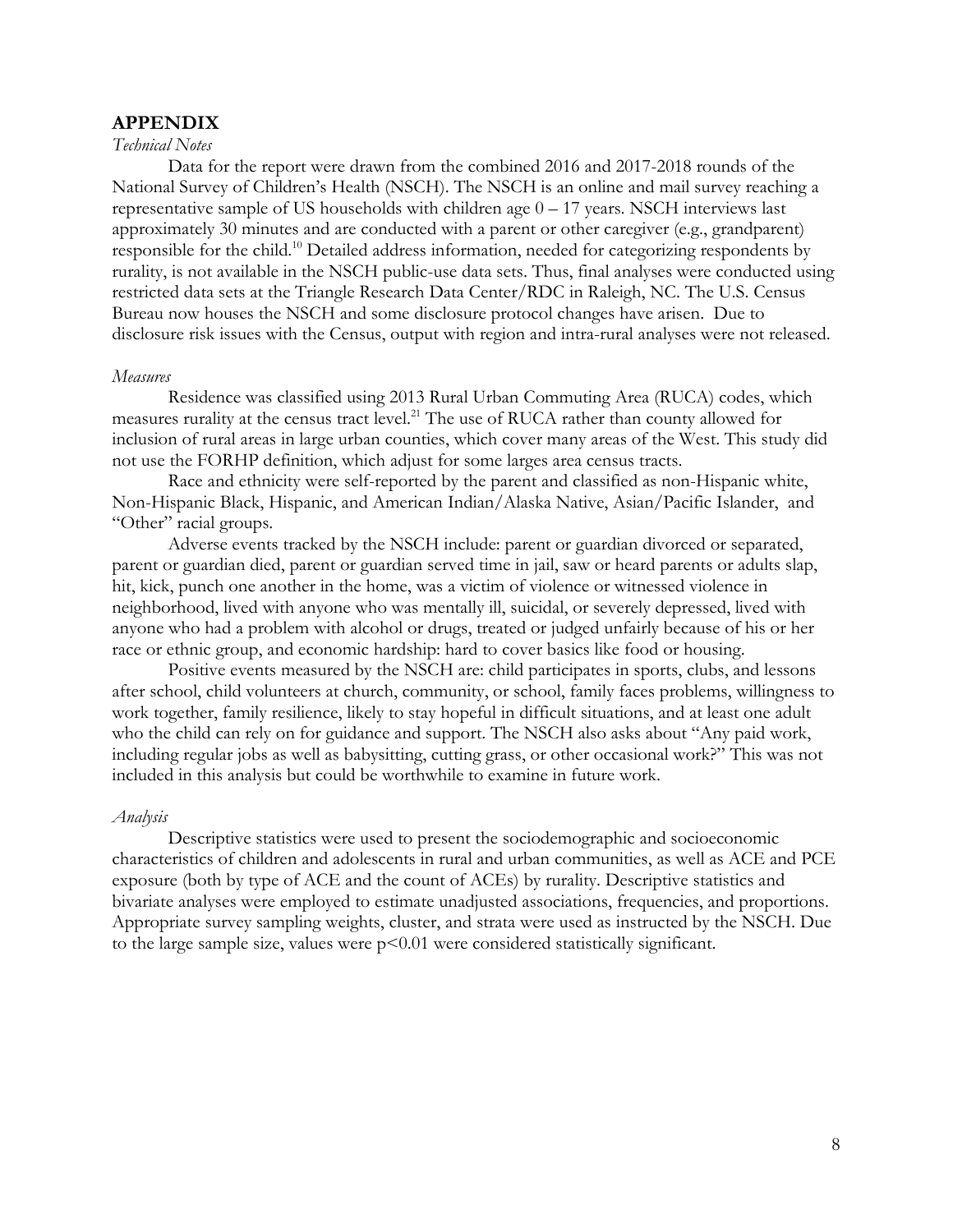## APPENDIX

*Technical Notes*

Data for the report were drawn from the combined 2016 and 2017-2018 rounds of the National Survey of Children's Health (NSCH). The NSCH is an online and mail survey reaching a representative sample of US households with children age 0 – 17 years. NSCH interviews last approximately 30 minutes and are conducted with a parent or other caregiver (e.g., grandparent) responsible for the child.[10] Detailed address information, needed for categorizing respondents by rurality, is not available in the NSCH public-use data sets. Thus, final analyses were conducted using restricted data sets at the Triangle Research Data Center/RDC in Raleigh, NC. The U.S. Census Bureau now houses the NSCH and some disclosure protocol changes have arisen. Due to disclosure risk issues with the Census, output with region and intra-rural analyses were not released.

*Measures*

Residence was classified using 2013 Rural Urban Commuting Area (RUCA) codes, which measures rurality at the census tract level.[21] The use of RUCA rather than county allowed for inclusion of rural areas in large urban counties, which cover many areas of the West. This study did not use the FORHP definition, which adjust for some larges area census tracts.

Race and ethnicity were self-reported by the parent and classified as non-Hispanic white, Non-Hispanic Black, Hispanic, and American Indian/Alaska Native, Asian/Pacific Islander, and "Other" racial groups.

Adverse events tracked by the NSCH include: parent or guardian divorced or separated, parent or guardian died, parent or guardian served time in jail, saw or heard parents or adults slap, hit, kick, punch one another in the home, was a victim of violence or witnessed violence in neighborhood, lived with anyone who was mentally ill, suicidal, or severely depressed, lived with anyone who had a problem with alcohol or drugs, treated or judged unfairly because of his or her race or ethnic group, and economic hardship: hard to cover basics like food or housing.

Positive events measured by the NSCH are: child participates in sports, clubs, and lessons after school, child volunteers at church, community, or school, family faces problems, willingness to work together, family resilience, likely to stay hopeful in difficult situations, and at least one adult who the child can rely on for guidance and support. The NSCH also asks about "Any paid work, including regular jobs as well as babysitting, cutting grass, or other occasional work?" This was not included in this analysis but could be worthwhile to examine in future work.

*Analysis*

Descriptive statistics were used to present the sociodemographic and socioeconomic characteristics of children and adolescents in rural and urban communities, as well as ACE and PCE exposure (both by type of ACE and the count of ACEs) by rurality. Descriptive statistics and bivariate analyses were employed to estimate unadjusted associations, frequencies, and proportions. Appropriate survey sampling weights, cluster, and strata were used as instructed by the NSCH. Due to the large sample size, values were $p<0.01$ were considered statistically significant.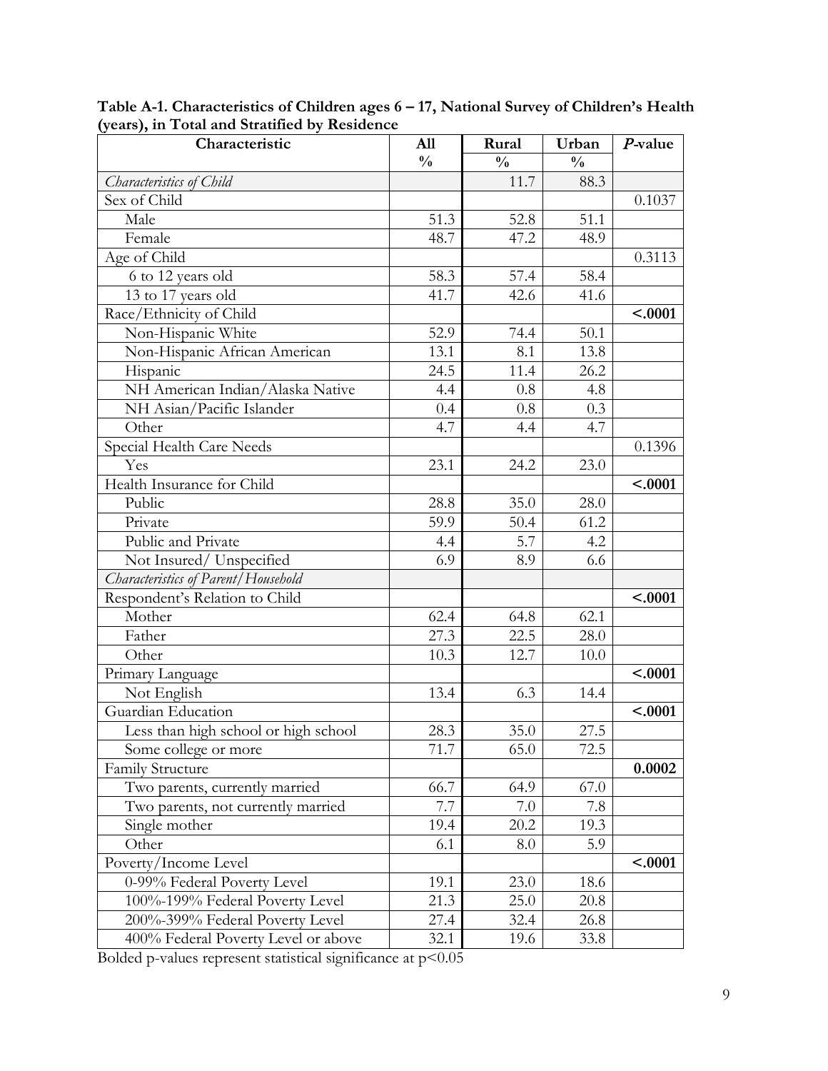**Table A-1. Characteristics of Children ages 6 – 17, National Survey of Children's Health (years), in Total and Stratified by Residence**

| Characteristic | All | Rural | Urban | *P*-value |
|---|---|---|---|---|
| | % | % | % | |
| *Characteristics of Child* | | 11.7 | 88.3 | |
| Sex of Child | | | | 0.1037 |
| Male | 51.3 | 52.8 | 51.1 | |
| Female | 48.7 | 47.2 | 48.9 | |
| Age of Child | | | | 0.3113 |
| 6 to 12 years old | 58.3 | 57.4 | 58.4 | |
| 13 to 17 years old | 41.7 | 42.6 | 41.6 | |
| Race/Ethnicity of Child | | | | **<.0001** |
| Non-Hispanic White | 52.9 | 74.4 | 50.1 | |
| Non-Hispanic African American | 13.1 | 8.1 | 13.8 | |
| Hispanic | 24.5 | 11.4 | 26.2 | |
| NH American Indian/Alaska Native | 4.4 | 0.8 | 4.8 | |
| NH Asian/Pacific Islander | 0.4 | 0.8 | 0.3 | |
| Other | 4.7 | 4.4 | 4.7 | |
| Special Health Care Needs | | | | 0.1396 |
| Yes | 23.1 | 24.2 | 23.0 | |
| Health Insurance for Child | | | | **<.0001** |
| Public | 28.8 | 35.0 | 28.0 | |
| Private | 59.9 | 50.4 | 61.2 | |
| Public and Private | 4.4 | 5.7 | 4.2 | |
| Not Insured/ Unspecified | 6.9 | 8.9 | 6.6 | |
| *Characteristics of Parent/Household* | | | | |
| Respondent's Relation to Child | | | | **<.0001** |
| Mother | 62.4 | 64.8 | 62.1 | |
| Father | 27.3 | 22.5 | 28.0 | |
| Other | 10.3 | 12.7 | 10.0 | |
| Primary Language | | | | **<.0001** |
| Not English | 13.4 | 6.3 | 14.4 | |
| Guardian Education | | | | **<.0001** |
| Less than high school or high school | 28.3 | 35.0 | 27.5 | |
| Some college or more | 71.7 | 65.0 | 72.5 | |
| Family Structure | | | | **0.0002** |
| Two parents, currently married | 66.7 | 64.9 | 67.0 | |
| Two parents, not currently married | 7.7 | 7.0 | 7.8 | |
| Single mother | 19.4 | 20.2 | 19.3 | |
| Other | 6.1 | 8.0 | 5.9 | |
| Poverty/Income Level | | | | **<.0001** |
| 0-99% Federal Poverty Level | 19.1 | 23.0 | 18.6 | |
| 100%-199% Federal Poverty Level | 21.3 | 25.0 | 20.8 | |
| 200%-399% Federal Poverty Level | 27.4 | 32.4 | 26.8 | |
| 400% Federal Poverty Level or above | 32.1 | 19.6 | 33.8 | |

Bolded p-values represent statistical significance at $p<0.05$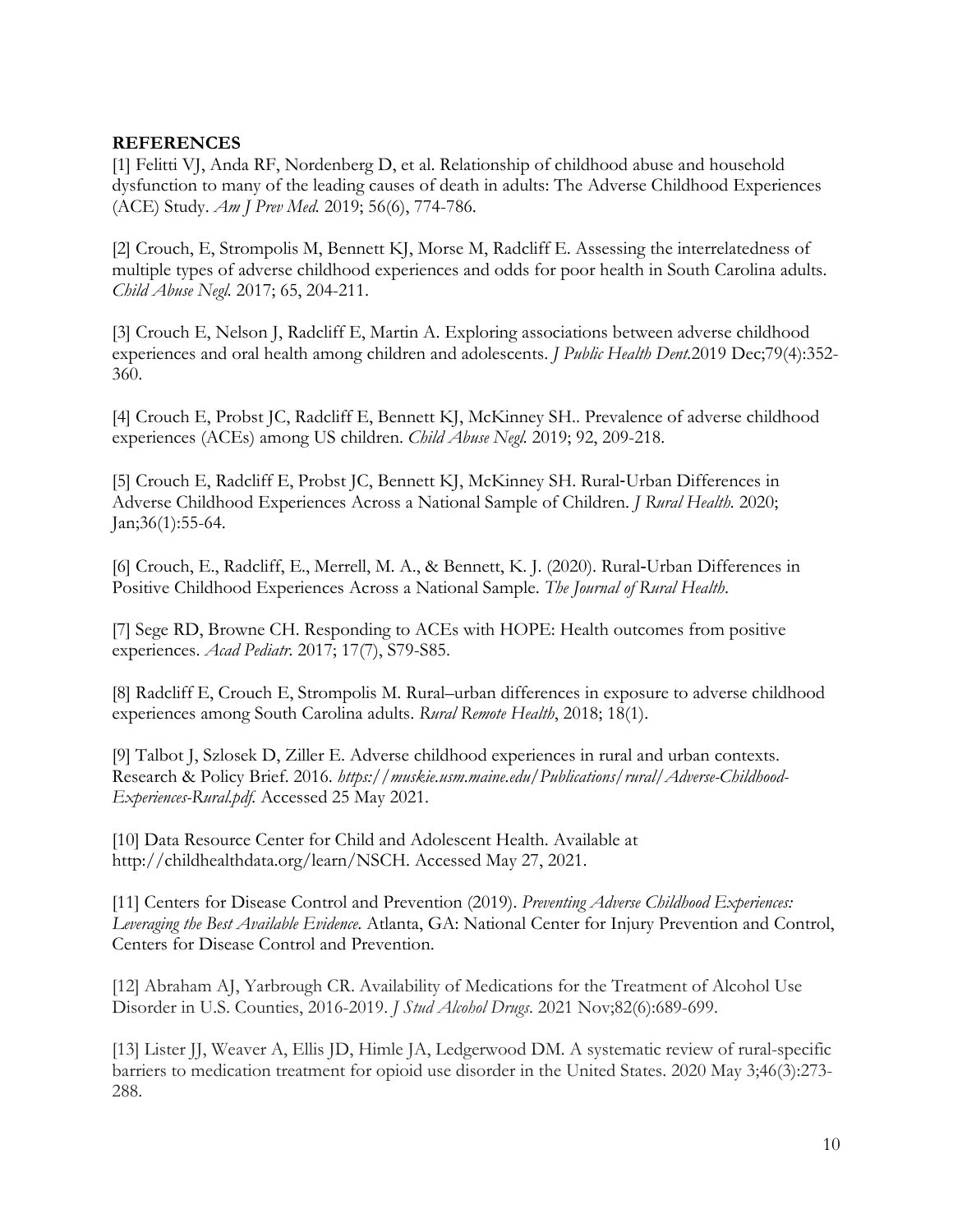## REFERENCES

[1] Felitti VJ, Anda RF, Nordenberg D, et al. Relationship of childhood abuse and household dysfunction to many of the leading causes of death in adults: The Adverse Childhood Experiences (ACE) Study. *Am J Prev Med.* 2019; 56(6), 774-786.

[2] Crouch, E, Strompolis M, Bennett KJ, Morse M, Radcliff E. Assessing the interrelatedness of multiple types of adverse childhood experiences and odds for poor health in South Carolina adults. *Child Abuse Negl.* 2017; 65, 204-211.

[3] Crouch E, Nelson J, Radcliff E, Martin A. Exploring associations between adverse childhood experiences and oral health among children and adolescents. *J Public Health Dent.*2019 Dec;79(4):352-360.

[4] Crouch E, Probst JC, Radcliff E, Bennett KJ, McKinney SH.. Prevalence of adverse childhood experiences (ACEs) among US children. *Child Abuse Negl.* 2019; 92, 209-218.

[5] Crouch E, Radcliff E, Probst JC, Bennett KJ, McKinney SH. Rural-Urban Differences in Adverse Childhood Experiences Across a National Sample of Children. *J Rural Health.* 2020; Jan;36(1):55-64.

[6] Crouch, E., Radcliff, E., Merrell, M. A., & Bennett, K. J. (2020). Rural-Urban Differences in Positive Childhood Experiences Across a National Sample. *The Journal of Rural Health*.

[7] Sege RD, Browne CH. Responding to ACEs with HOPE: Health outcomes from positive experiences. *Acad Pediatr.* 2017; 17(7), S79-S85.

[8] Radcliff E, Crouch E, Strompolis M. Rural–urban differences in exposure to adverse childhood experiences among South Carolina adults. *Rural Remote Health*, 2018; 18(1).

[9] Talbot J, Szlosek D, Ziller E. Adverse childhood experiences in rural and urban contexts. Research & Policy Brief. 2016. *https://muskie.usm.maine.edu/Publications/rural/Adverse-Childhood-Experiences-Rural.pdf.* Accessed 25 May 2021.

[10] Data Resource Center for Child and Adolescent Health. Available at http://childhealthdata.org/learn/NSCH. Accessed May 27, 2021.

[11] Centers for Disease Control and Prevention (2019). *Preventing Adverse Childhood Experiences: Leveraging the Best Available Evidence.* Atlanta, GA: National Center for Injury Prevention and Control, Centers for Disease Control and Prevention.

[12] Abraham AJ, Yarbrough CR. Availability of Medications for the Treatment of Alcohol Use Disorder in U.S. Counties, 2016-2019. *J Stud Alcohol Drugs*. 2021 Nov;82(6):689-699.

[13] Lister JJ, Weaver A, Ellis JD, Himle JA, Ledgerwood DM. A systematic review of rural-specific barriers to medication treatment for opioid use disorder in the United States. 2020 May 3;46(3):273-288.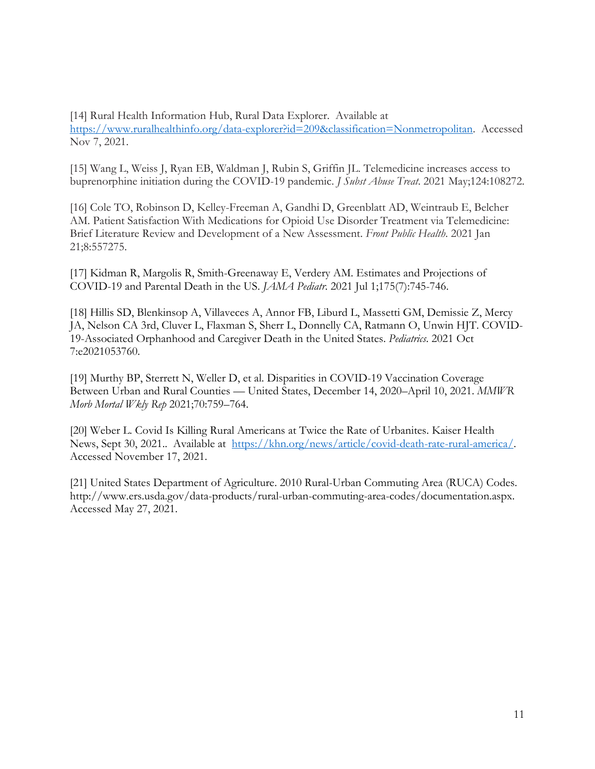[14] Rural Health Information Hub, Rural Data Explorer. Available at https://www.ruralhealthinfo.org/data-explorer?id=209&classification=Nonmetropolitan. Accessed Nov 7, 2021.

[15] Wang L, Weiss J, Ryan EB, Waldman J, Rubin S, Griffin JL. Telemedicine increases access to buprenorphine initiation during the COVID-19 pandemic. *J Subst Abuse Treat*. 2021 May;124:108272.

[16] Cole TO, Robinson D, Kelley-Freeman A, Gandhi D, Greenblatt AD, Weintraub E, Belcher AM. Patient Satisfaction With Medications for Opioid Use Disorder Treatment via Telemedicine: Brief Literature Review and Development of a New Assessment. *Front Public Health*. 2021 Jan 21;8:557275.

[17] Kidman R, Margolis R, Smith-Greenaway E, Verdery AM. Estimates and Projections of COVID-19 and Parental Death in the US. *JAMA Pediatr*. 2021 Jul 1;175(7):745-746.

[18] Hillis SD, Blenkinsop A, Villaveces A, Annor FB, Liburd L, Massetti GM, Demissie Z, Mercy JA, Nelson CA 3rd, Cluver L, Flaxman S, Sherr L, Donnelly CA, Ratmann O, Unwin HJT. COVID-19-Associated Orphanhood and Caregiver Death in the United States. *Pediatrics*. 2021 Oct 7:e2021053760.

[19] Murthy BP, Sterrett N, Weller D, et al. Disparities in COVID-19 Vaccination Coverage Between Urban and Rural Counties — United States, December 14, 2020–April 10, 2021. *MMWR Morb Mortal Wkly Rep* 2021;70:759–764.

[20] Weber L. Covid Is Killing Rural Americans at Twice the Rate of Urbanites. Kaiser Health News, Sept 30, 2021.. Available at https://khn.org/news/article/covid-death-rate-rural-america/. Accessed November 17, 2021.

[21] United States Department of Agriculture. 2010 Rural-Urban Commuting Area (RUCA) Codes. http://www.ers.usda.gov/data-products/rural-urban-commuting-area-codes/documentation.aspx. Accessed May 27, 2021.